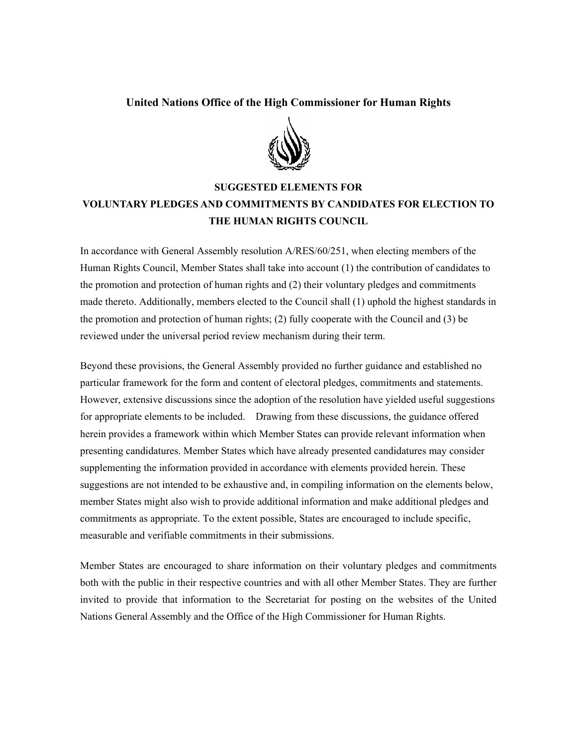# United Nations Office of the High Commissioner for Human Rights

## SUGGESTED ELEMENTS FOR VOLUNTARY PLEDGES AND COMMITMENTS BY CANDIDATES FOR ELECTION TO THE HUMAN RIGHTS COUNCIL

In accordance with General Assembly resolution A/RES/60/251, when electing members of the Human Rights Council, Member States shall take into account (1) the contribution of candidates to the promotion and protection of human rights and (2) their voluntary pledges and commitments made thereto. Additionally, members elected to the Council shall (1) uphold the highest standards in the promotion and protection of human rights; (2) fully cooperate with the Council and (3) be reviewed under the universal period review mechanism during their term.

Beyond these provisions, the General Assembly provided no further guidance and established no particular framework for the form and content of electoral pledges, commitments and statements. However, extensive discussions since the adoption of the resolution have yielded useful suggestions for appropriate elements to be included. Drawing from these discussions, the guidance offered herein provides a framework within which Member States can provide relevant information when presenting candidatures. Member States which have already presented candidatures may consider supplementing the information provided in accordance with elements provided herein. These suggestions are not intended to be exhaustive and, in compiling information on the elements below, member States might also wish to provide additional information and make additional pledges and commitments as appropriate. To the extent possible, States are encouraged to include specific, measurable and verifiable commitments in their submissions.

Member States are encouraged to share information on their voluntary pledges and commitments both with the public in their respective countries and with all other Member States. They are further invited to provide that information to the Secretariat for posting on the websites of the United Nations General Assembly and the Office of the High Commissioner for Human Rights.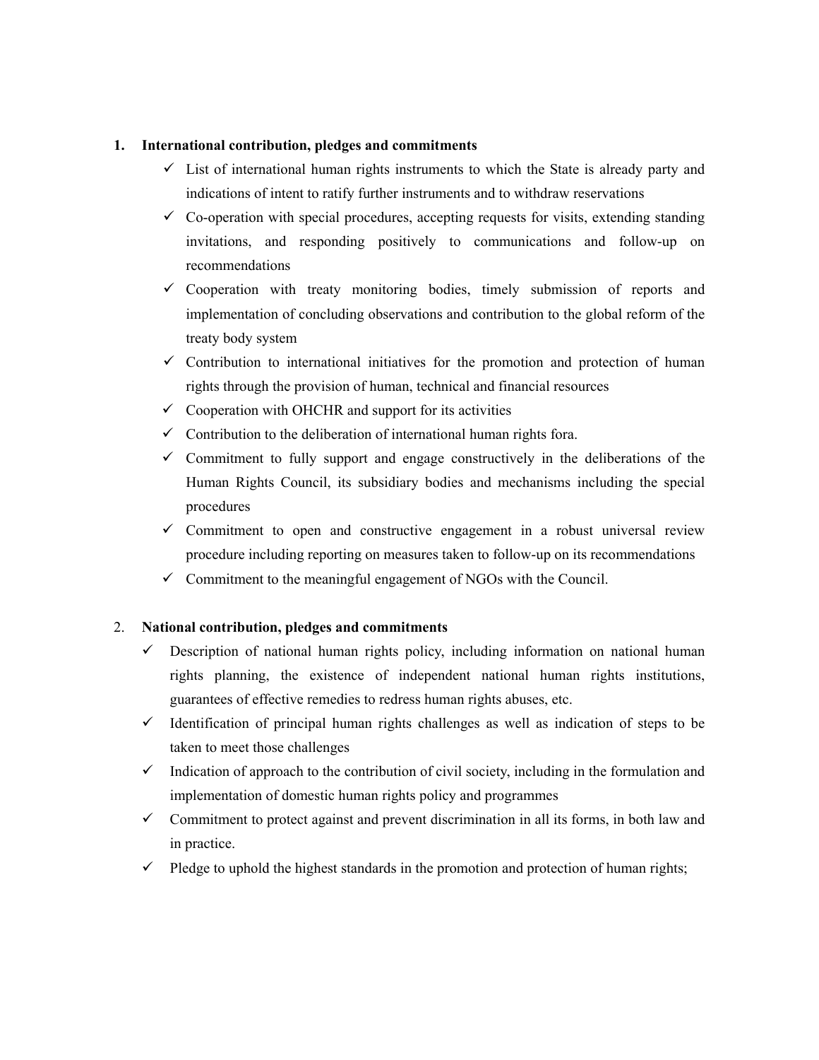1. **International contribution, pledges and commitments**
   - ✓ List of international human rights instruments to which the State is already party and indications of intent to ratify further instruments and to withdraw reservations
   - ✓ Co-operation with special procedures, accepting requests for visits, extending standing invitations, and responding positively to communications and follow-up on recommendations
   - ✓ Cooperation with treaty monitoring bodies, timely submission of reports and implementation of concluding observations and contribution to the global reform of the treaty body system
   - ✓ Contribution to international initiatives for the promotion and protection of human rights through the provision of human, technical and financial resources
   - ✓ Cooperation with OHCHR and support for its activities
   - ✓ Contribution to the deliberation of international human rights fora.
   - ✓ Commitment to fully support and engage constructively in the deliberations of the Human Rights Council, its subsidiary bodies and mechanisms including the special procedures
   - ✓ Commitment to open and constructive engagement in a robust universal review procedure including reporting on measures taken to follow-up on its recommendations
   - ✓ Commitment to the meaningful engagement of NGOs with the Council.

2. **National contribution, pledges and commitments**
   - ✓ Description of national human rights policy, including information on national human rights planning, the existence of independent national human rights institutions, guarantees of effective remedies to redress human rights abuses, etc.
   - ✓ Identification of principal human rights challenges as well as indication of steps to be taken to meet those challenges
   - ✓ Indication of approach to the contribution of civil society, including in the formulation and implementation of domestic human rights policy and programmes
   - ✓ Commitment to protect against and prevent discrimination in all its forms, in both law and in practice.
   - ✓ Pledge to uphold the highest standards in the promotion and protection of human rights;